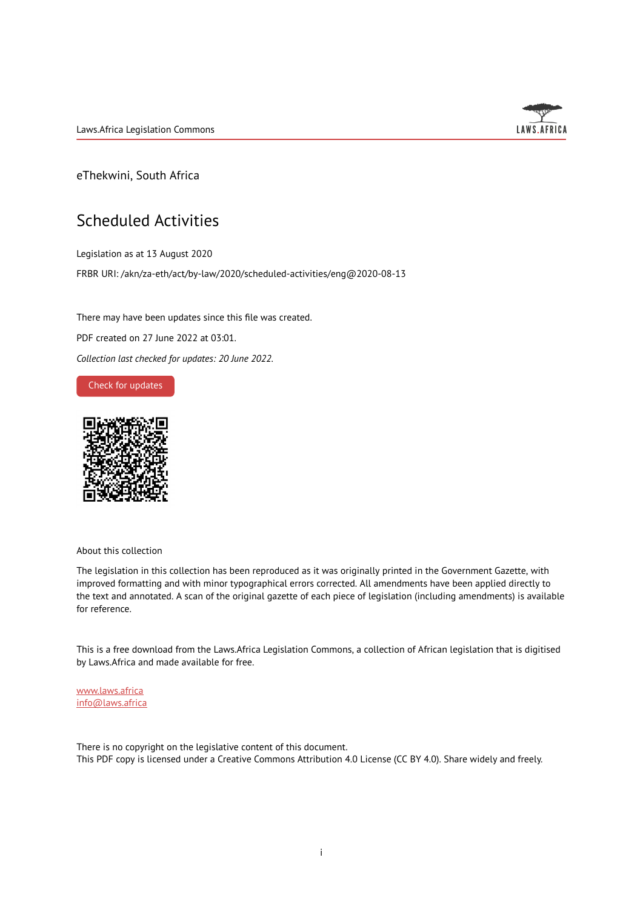Laws.Africa Legislation Commons

eThekwini, South Africa

# Scheduled Activities

Legislation as at 13 August 2020

FRBR URI: /akn/za-eth/act/by-law/2020/scheduled-activities/eng@2020-08-13

There may have been updates since this file was created.

PDF created on 27 June 2022 at 03:01.

*Collection last checked for updates: 20 June 2022.*

Check for updates

About this collection

The legislation in this collection has been reproduced as it was originally printed in the Government Gazette, with improved formatting and with minor typographical errors corrected. All amendments have been applied directly to the text and annotated. A scan of the original gazette of each piece of legislation (including amendments) is available for reference.

This is a free download from the Laws.Africa Legislation Commons, a collection of African legislation that is digitised by Laws.Africa and made available for free.

www.laws.africa
info@laws.africa

There is no copyright on the legislative content of this document.
This PDF copy is licensed under a Creative Commons Attribution 4.0 License (CC BY 4.0). Share widely and freely.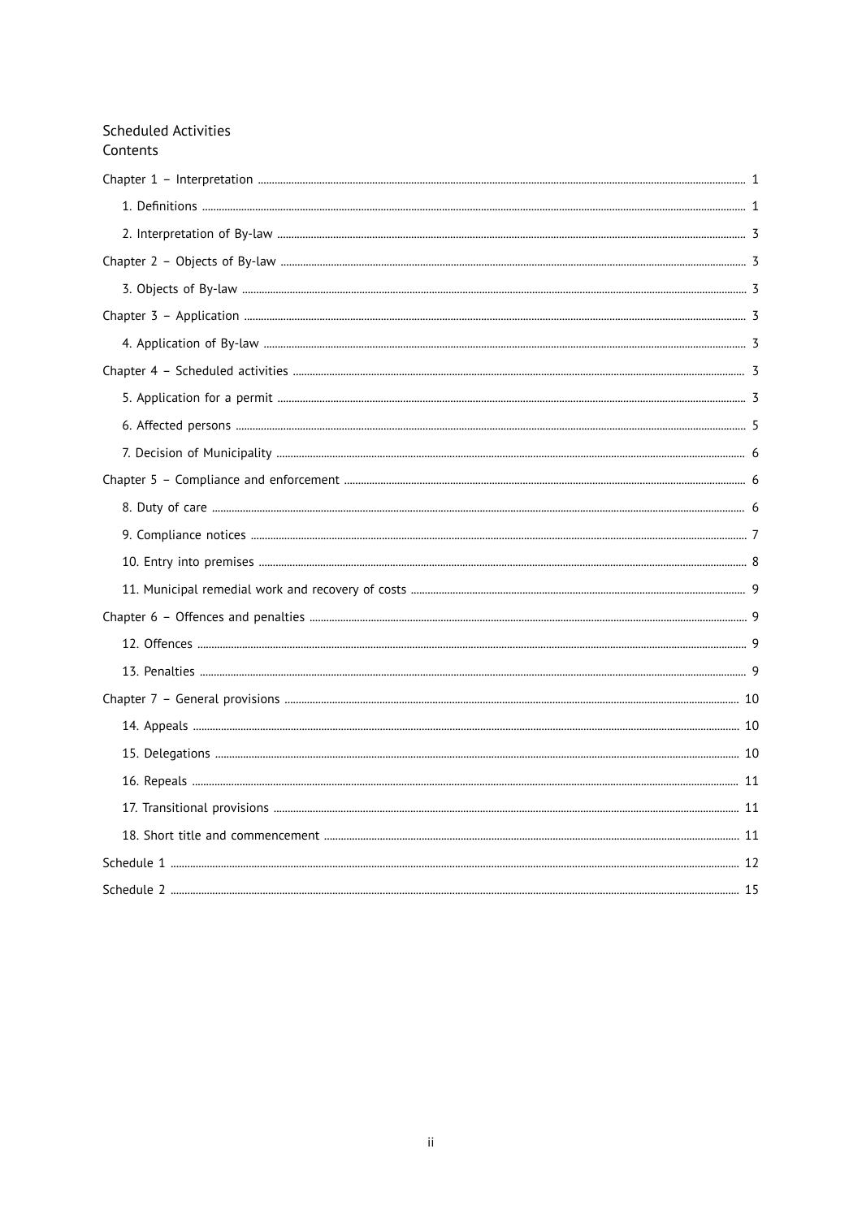Scheduled Activities

Contents

Chapter 1 – Interpretation ........ 1

- 1. Definitions ........ 1
- 2. Interpretation of By-law ........ 3

Chapter 2 – Objects of By-law ........ 3

- 3. Objects of By-law ........ 3

Chapter 3 – Application ........ 3

- 4. Application of By-law ........ 3

Chapter 4 – Scheduled activities ........ 3

- 5. Application for a permit ........ 3
- 6. Affected persons ........ 5
- 7. Decision of Municipality ........ 6

Chapter 5 – Compliance and enforcement ........ 6

- 8. Duty of care ........ 6
- 9. Compliance notices ........ 7
- 10. Entry into premises ........ 8
- 11. Municipal remedial work and recovery of costs ........ 9

Chapter 6 – Offences and penalties ........ 9

- 12. Offences ........ 9
- 13. Penalties ........ 9

Chapter 7 – General provisions ........ 10

- 14. Appeals ........ 10
- 15. Delegations ........ 10
- 16. Repeals ........ 11
- 17. Transitional provisions ........ 11
- 18. Short title and commencement ........ 11

Schedule 1 ........ 12

Schedule 2 ........ 15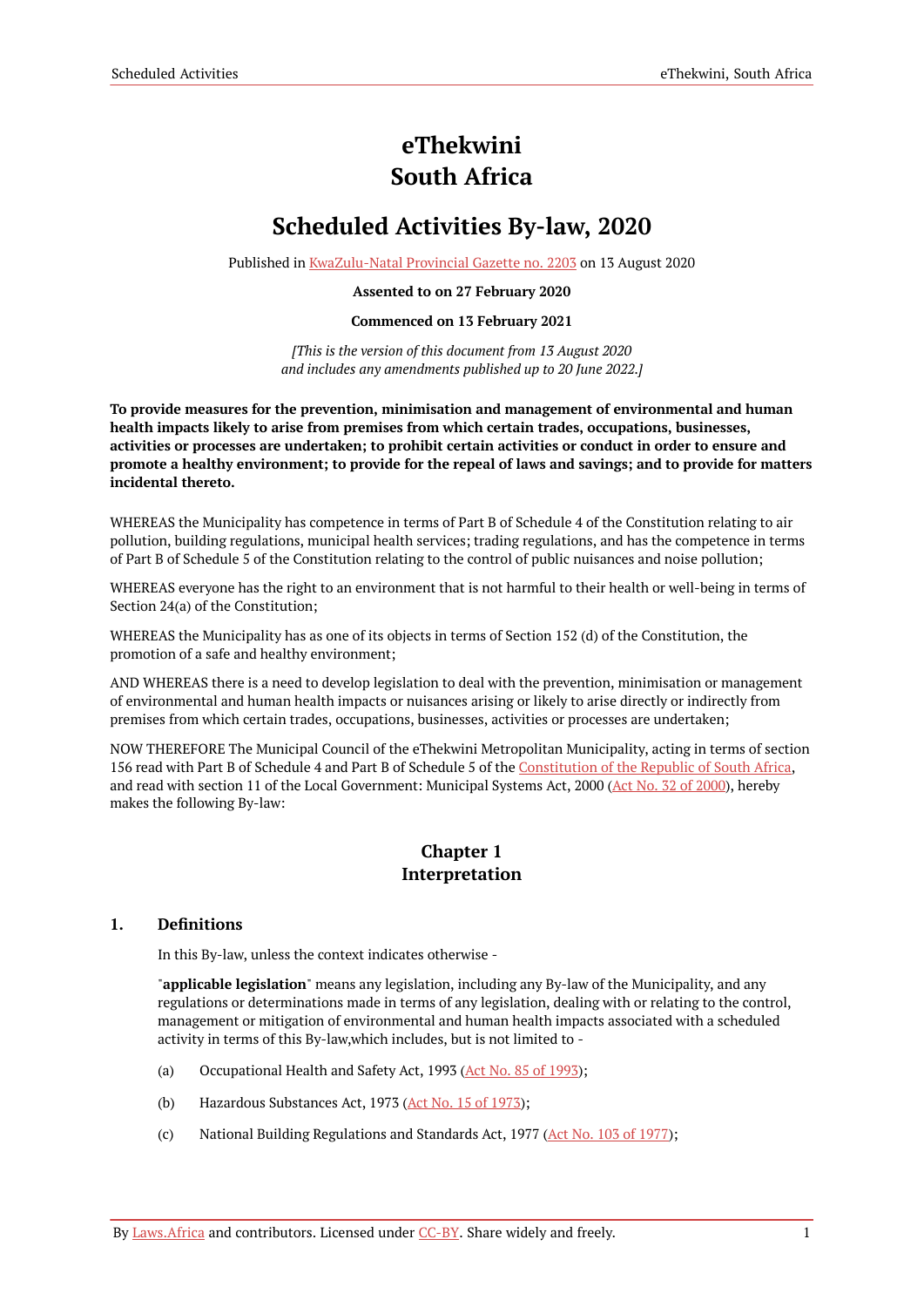# eThekwini
# South Africa

# Scheduled Activities By-law, 2020

Published in KwaZulu-Natal Provincial Gazette no. 2203 on 13 August 2020

**Assented to on 27 February 2020**

**Commenced on 13 February 2021**

*[This is the version of this document from 13 August 2020 and includes any amendments published up to 20 June 2022.]*

**To provide measures for the prevention, minimisation and management of environmental and human health impacts likely to arise from premises from which certain trades, occupations, businesses, activities or processes are undertaken; to prohibit certain activities or conduct in order to ensure and promote a healthy environment; to provide for the repeal of laws and savings; and to provide for matters incidental thereto.**

WHEREAS the Municipality has competence in terms of Part B of Schedule 4 of the Constitution relating to air pollution, building regulations, municipal health services; trading regulations, and has the competence in terms of Part B of Schedule 5 of the Constitution relating to the control of public nuisances and noise pollution;

WHEREAS everyone has the right to an environment that is not harmful to their health or well-being in terms of Section 24(a) of the Constitution;

WHEREAS the Municipality has as one of its objects in terms of Section 152 (d) of the Constitution, the promotion of a safe and healthy environment;

AND WHEREAS there is a need to develop legislation to deal with the prevention, minimisation or management of environmental and human health impacts or nuisances arising or likely to arise directly or indirectly from premises from which certain trades, occupations, businesses, activities or processes are undertaken;

NOW THEREFORE The Municipal Council of the eThekwini Metropolitan Municipality, acting in terms of section 156 read with Part B of Schedule 4 and Part B of Schedule 5 of the Constitution of the Republic of South Africa, and read with section 11 of the Local Government: Municipal Systems Act, 2000 (Act No. 32 of 2000), hereby makes the following By-law:

## Chapter 1
## Interpretation

### 1. Definitions

In this By-law, unless the context indicates otherwise -

"**applicable legislation**" means any legislation, including any By-law of the Municipality, and any regulations or determinations made in terms of any legislation, dealing with or relating to the control, management or mitigation of environmental and human health impacts associated with a scheduled activity in terms of this By-law,which includes, but is not limited to -

(a) Occupational Health and Safety Act, 1993 (Act No. 85 of 1993);

(b) Hazardous Substances Act, 1973 (Act No. 15 of 1973);

(c) National Building Regulations and Standards Act, 1977 (Act No. 103 of 1977);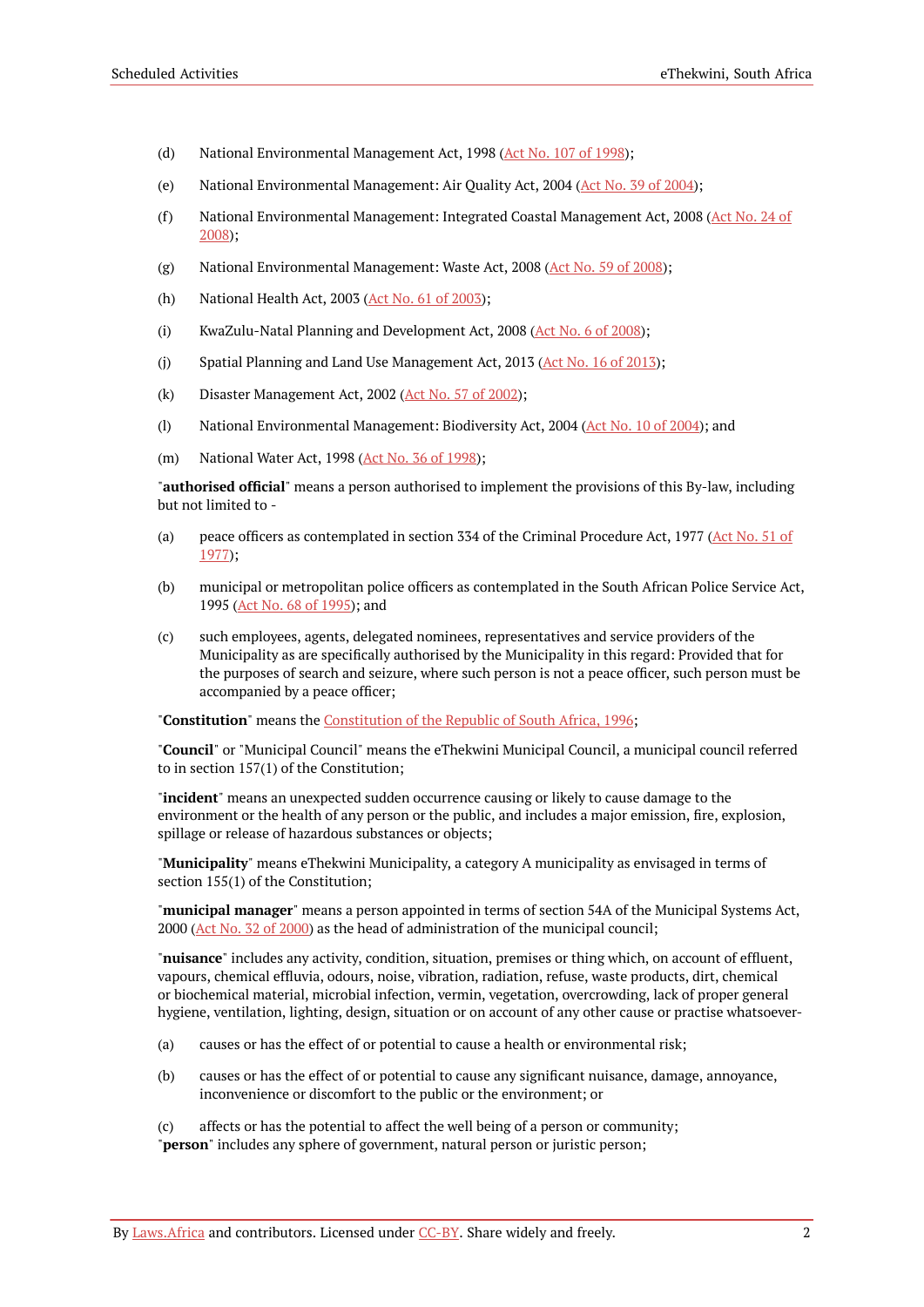(d) National Environmental Management Act, 1998 (Act No. 107 of 1998);

(e) National Environmental Management: Air Quality Act, 2004 (Act No. 39 of 2004);

(f) National Environmental Management: Integrated Coastal Management Act, 2008 (Act No. 24 of 2008);

(g) National Environmental Management: Waste Act, 2008 (Act No. 59 of 2008);

(h) National Health Act, 2003 (Act No. 61 of 2003);

(i) KwaZulu-Natal Planning and Development Act, 2008 (Act No. 6 of 2008);

(j) Spatial Planning and Land Use Management Act, 2013 (Act No. 16 of 2013);

(k) Disaster Management Act, 2002 (Act No. 57 of 2002);

(l) National Environmental Management: Biodiversity Act, 2004 (Act No. 10 of 2004); and

(m) National Water Act, 1998 (Act No. 36 of 1998);

"**authorised official**" means a person authorised to implement the provisions of this By-law, including but not limited to -

(a) peace officers as contemplated in section 334 of the Criminal Procedure Act, 1977 (Act No. 51 of 1977);

(b) municipal or metropolitan police officers as contemplated in the South African Police Service Act, 1995 (Act No. 68 of 1995); and

(c) such employees, agents, delegated nominees, representatives and service providers of the Municipality as are specifically authorised by the Municipality in this regard: Provided that for the purposes of search and seizure, where such person is not a peace officer, such person must be accompanied by a peace officer;

"**Constitution**" means the Constitution of the Republic of South Africa, 1996;

"**Council**" or "Municipal Council" means the eThekwini Municipal Council, a municipal council referred to in section 157(1) of the Constitution;

"**incident**" means an unexpected sudden occurrence causing or likely to cause damage to the environment or the health of any person or the public, and includes a major emission, fire, explosion, spillage or release of hazardous substances or objects;

"**Municipality**" means eThekwini Municipality, a category A municipality as envisaged in terms of section 155(1) of the Constitution;

"**municipal manager**" means a person appointed in terms of section 54A of the Municipal Systems Act, 2000 (Act No. 32 of 2000) as the head of administration of the municipal council;

"**nuisance**" includes any activity, condition, situation, premises or thing which, on account of effluent, vapours, chemical effluvia, odours, noise, vibration, radiation, refuse, waste products, dirt, chemical or biochemical material, microbial infection, vermin, vegetation, overcrowding, lack of proper general hygiene, ventilation, lighting, design, situation or on account of any other cause or practise whatsoever-

(a) causes or has the effect of or potential to cause a health or environmental risk;

(b) causes or has the effect of or potential to cause any significant nuisance, damage, annoyance, inconvenience or discomfort to the public or the environment; or

(c) affects or has the potential to affect the well being of a person or community;

"**person**" includes any sphere of government, natural person or juristic person;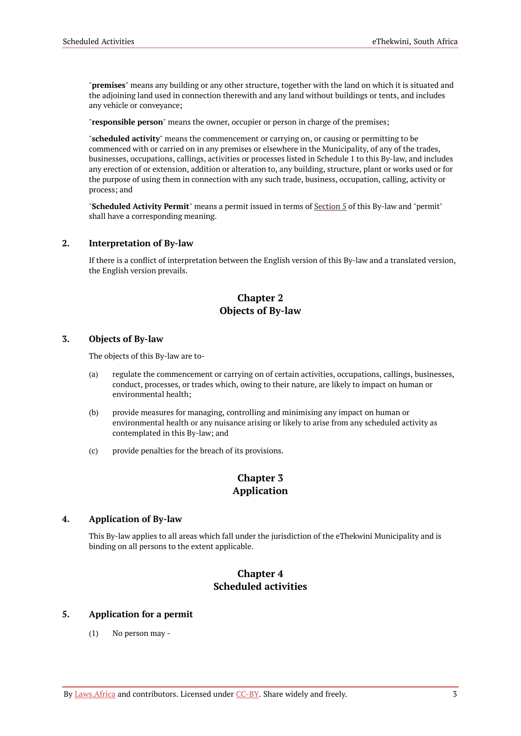"**premises**" means any building or any other structure, together with the land on which it is situated and the adjoining land used in connection therewith and any land without buildings or tents, and includes any vehicle or conveyance;

"**responsible person**" means the owner, occupier or person in charge of the premises;

"**scheduled activity**" means the commencement or carrying on, or causing or permitting to be commenced with or carried on in any premises or elsewhere in the Municipality, of any of the trades, businesses, occupations, callings, activities or processes listed in Schedule 1 to this By-law, and includes any erection of or extension, addition or alteration to, any building, structure, plant or works used or for the purpose of using them in connection with any such trade, business, occupation, calling, activity or process; and

"**Scheduled Activity Permit**" means a permit issued in terms of Section 5 of this By-law and "permit" shall have a corresponding meaning.

### 2. Interpretation of By-law

If there is a conflict of interpretation between the English version of this By-law and a translated version, the English version prevails.

## Chapter 2
## Objects of By-law

### 3. Objects of By-law

The objects of this By-law are to-

(a) regulate the commencement or carrying on of certain activities, occupations, callings, businesses, conduct, processes, or trades which, owing to their nature, are likely to impact on human or environmental health;

(b) provide measures for managing, controlling and minimising any impact on human or environmental health or any nuisance arising or likely to arise from any scheduled activity as contemplated in this By-law; and

(c) provide penalties for the breach of its provisions.

## Chapter 3
## Application

### 4. Application of By-law

This By-law applies to all areas which fall under the jurisdiction of the eThekwini Municipality and is binding on all persons to the extent applicable.

## Chapter 4
## Scheduled activities

### 5. Application for a permit

(1) No person may -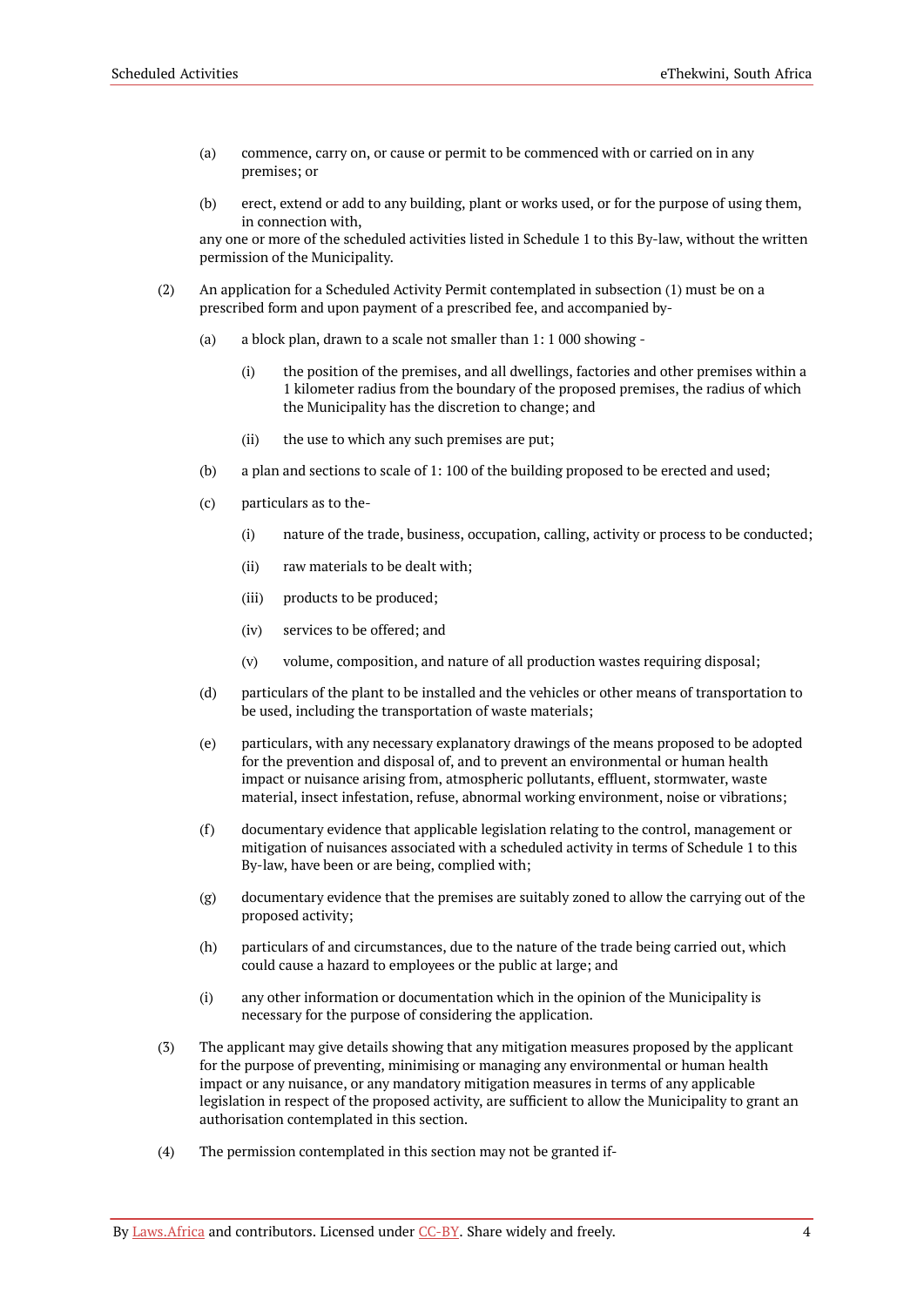(a) commence, carry on, or cause or permit to be commenced with or carried on in any premises; or

(b) erect, extend or add to any building, plant or works used, or for the purpose of using them, in connection with,

any one or more of the scheduled activities listed in Schedule 1 to this By-law, without the written permission of the Municipality.

(2) An application for a Scheduled Activity Permit contemplated in subsection (1) must be on a prescribed form and upon payment of a prescribed fee, and accompanied by-

(a) a block plan, drawn to a scale not smaller than 1: 1 000 showing -

(i) the position of the premises, and all dwellings, factories and other premises within a 1 kilometer radius from the boundary of the proposed premises, the radius of which the Municipality has the discretion to change; and

(ii) the use to which any such premises are put;

(b) a plan and sections to scale of 1: 100 of the building proposed to be erected and used;

(c) particulars as to the-

(i) nature of the trade, business, occupation, calling, activity or process to be conducted;

(ii) raw materials to be dealt with;

(iii) products to be produced;

(iv) services to be offered; and

(v) volume, composition, and nature of all production wastes requiring disposal;

(d) particulars of the plant to be installed and the vehicles or other means of transportation to be used, including the transportation of waste materials;

(e) particulars, with any necessary explanatory drawings of the means proposed to be adopted for the prevention and disposal of, and to prevent an environmental or human health impact or nuisance arising from, atmospheric pollutants, effluent, stormwater, waste material, insect infestation, refuse, abnormal working environment, noise or vibrations;

(f) documentary evidence that applicable legislation relating to the control, management or mitigation of nuisances associated with a scheduled activity in terms of Schedule 1 to this By-law, have been or are being, complied with;

(g) documentary evidence that the premises are suitably zoned to allow the carrying out of the proposed activity;

(h) particulars of and circumstances, due to the nature of the trade being carried out, which could cause a hazard to employees or the public at large; and

(i) any other information or documentation which in the opinion of the Municipality is necessary for the purpose of considering the application.

(3) The applicant may give details showing that any mitigation measures proposed by the applicant for the purpose of preventing, minimising or managing any environmental or human health impact or any nuisance, or any mandatory mitigation measures in terms of any applicable legislation in respect of the proposed activity, are sufficient to allow the Municipality to grant an authorisation contemplated in this section.

(4) The permission contemplated in this section may not be granted if-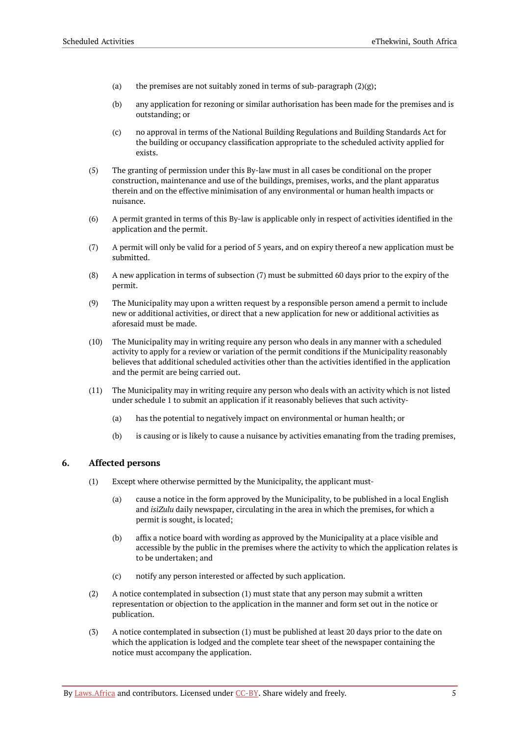(a) the premises are not suitably zoned in terms of sub-paragraph (2)(g);

(b) any application for rezoning or similar authorisation has been made for the premises and is outstanding; or

(c) no approval in terms of the National Building Regulations and Building Standards Act for the building or occupancy classification appropriate to the scheduled activity applied for exists.

(5) The granting of permission under this By-law must in all cases be conditional on the proper construction, maintenance and use of the buildings, premises, works, and the plant apparatus therein and on the effective minimisation of any environmental or human health impacts or nuisance.

(6) A permit granted in terms of this By-law is applicable only in respect of activities identified in the application and the permit.

(7) A permit will only be valid for a period of 5 years, and on expiry thereof a new application must be submitted.

(8) A new application in terms of subsection (7) must be submitted 60 days prior to the expiry of the permit.

(9) The Municipality may upon a written request by a responsible person amend a permit to include new or additional activities, or direct that a new application for new or additional activities as aforesaid must be made.

(10) The Municipality may in writing require any person who deals in any manner with a scheduled activity to apply for a review or variation of the permit conditions if the Municipality reasonably believes that additional scheduled activities other than the activities identified in the application and the permit are being carried out.

(11) The Municipality may in writing require any person who deals with an activity which is not listed under schedule 1 to submit an application if it reasonably believes that such activity-

(a) has the potential to negatively impact on environmental or human health; or

(b) is causing or is likely to cause a nuisance by activities emanating from the trading premises,

## 6. Affected persons

(1) Except where otherwise permitted by the Municipality, the applicant must-

(a) cause a notice in the form approved by the Municipality, to be published in a local English and *isiZulu* daily newspaper, circulating in the area in which the premises, for which a permit is sought, is located;

(b) affix a notice board with wording as approved by the Municipality at a place visible and accessible by the public in the premises where the activity to which the application relates is to be undertaken; and

(c) notify any person interested or affected by such application.

(2) A notice contemplated in subsection (1) must state that any person may submit a written representation or objection to the application in the manner and form set out in the notice or publication.

(3) A notice contemplated in subsection (1) must be published at least 20 days prior to the date on which the application is lodged and the complete tear sheet of the newspaper containing the notice must accompany the application.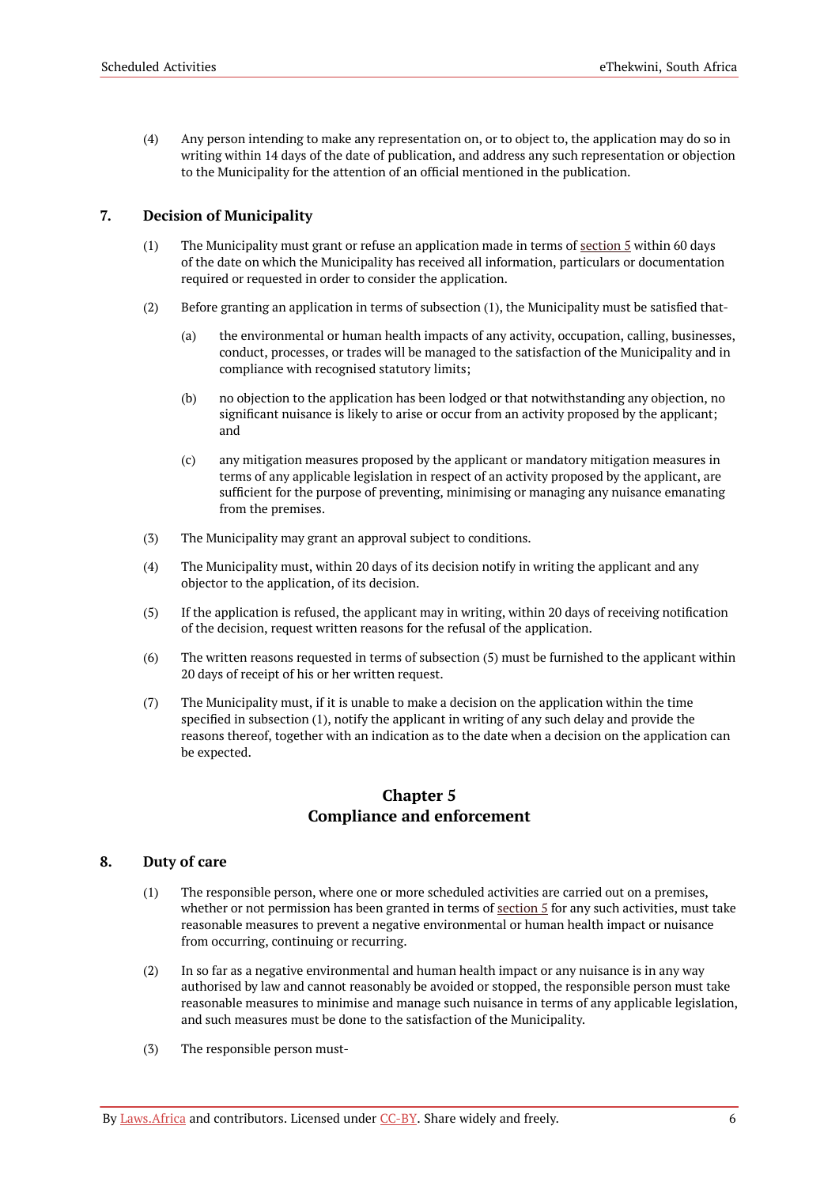(4) Any person intending to make any representation on, or to object to, the application may do so in writing within 14 days of the date of publication, and address any such representation or objection to the Municipality for the attention of an official mentioned in the publication.

### 7. Decision of Municipality

(1) The Municipality must grant or refuse an application made in terms of section 5 within 60 days of the date on which the Municipality has received all information, particulars or documentation required or requested in order to consider the application.

(2) Before granting an application in terms of subsection (1), the Municipality must be satisfied that-

(a) the environmental or human health impacts of any activity, occupation, calling, businesses, conduct, processes, or trades will be managed to the satisfaction of the Municipality and in compliance with recognised statutory limits;

(b) no objection to the application has been lodged or that notwithstanding any objection, no significant nuisance is likely to arise or occur from an activity proposed by the applicant; and

(c) any mitigation measures proposed by the applicant or mandatory mitigation measures in terms of any applicable legislation in respect of an activity proposed by the applicant, are sufficient for the purpose of preventing, minimising or managing any nuisance emanating from the premises.

(3) The Municipality may grant an approval subject to conditions.

(4) The Municipality must, within 20 days of its decision notify in writing the applicant and any objector to the application, of its decision.

(5) If the application is refused, the applicant may in writing, within 20 days of receiving notification of the decision, request written reasons for the refusal of the application.

(6) The written reasons requested in terms of subsection (5) must be furnished to the applicant within 20 days of receipt of his or her written request.

(7) The Municipality must, if it is unable to make a decision on the application within the time specified in subsection (1), notify the applicant in writing of any such delay and provide the reasons thereof, together with an indication as to the date when a decision on the application can be expected.

## Chapter 5
## Compliance and enforcement

### 8. Duty of care

(1) The responsible person, where one or more scheduled activities are carried out on a premises, whether or not permission has been granted in terms of section 5 for any such activities, must take reasonable measures to prevent a negative environmental or human health impact or nuisance from occurring, continuing or recurring.

(2) In so far as a negative environmental and human health impact or any nuisance is in any way authorised by law and cannot reasonably be avoided or stopped, the responsible person must take reasonable measures to minimise and manage such nuisance in terms of any applicable legislation, and such measures must be done to the satisfaction of the Municipality.

(3) The responsible person must-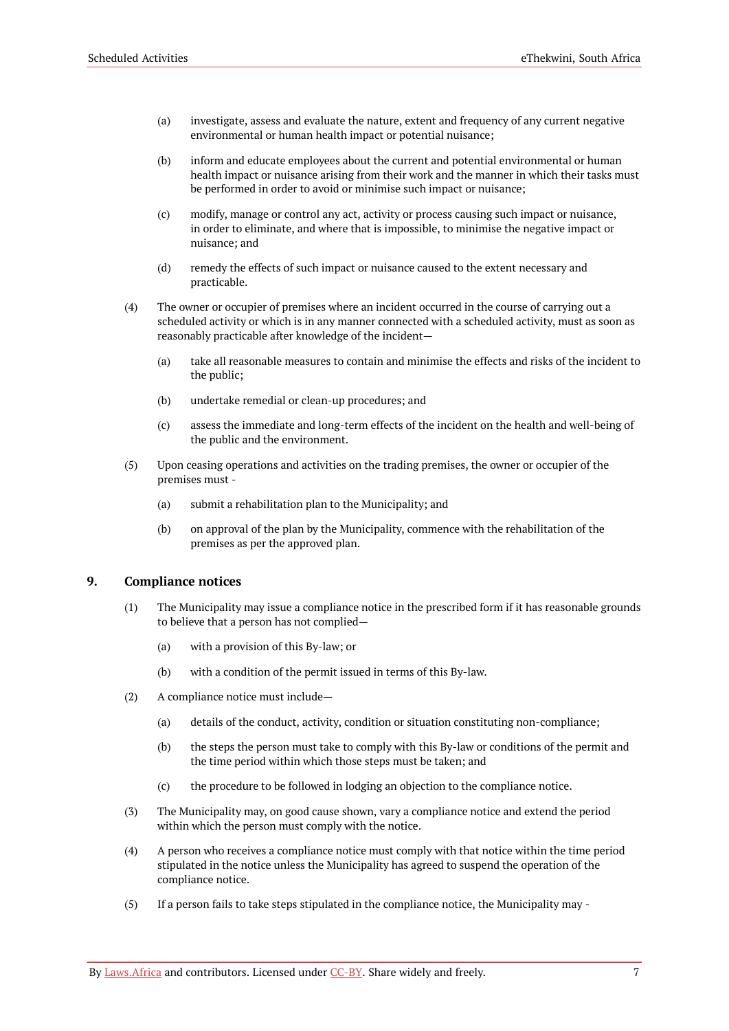(a) investigate, assess and evaluate the nature, extent and frequency of any current negative environmental or human health impact or potential nuisance;

(b) inform and educate employees about the current and potential environmental or human health impact or nuisance arising from their work and the manner in which their tasks must be performed in order to avoid or minimise such impact or nuisance;

(c) modify, manage or control any act, activity or process causing such impact or nuisance, in order to eliminate, and where that is impossible, to minimise the negative impact or nuisance; and

(d) remedy the effects of such impact or nuisance caused to the extent necessary and practicable.

(4) The owner or occupier of premises where an incident occurred in the course of carrying out a scheduled activity or which is in any manner connected with a scheduled activity, must as soon as reasonably practicable after knowledge of the incident—

(a) take all reasonable measures to contain and minimise the effects and risks of the incident to the public;

(b) undertake remedial or clean-up procedures; and

(c) assess the immediate and long-term effects of the incident on the health and well-being of the public and the environment.

(5) Upon ceasing operations and activities on the trading premises, the owner or occupier of the premises must -

(a) submit a rehabilitation plan to the Municipality; and

(b) on approval of the plan by the Municipality, commence with the rehabilitation of the premises as per the approved plan.

## 9. Compliance notices

(1) The Municipality may issue a compliance notice in the prescribed form if it has reasonable grounds to believe that a person has not complied—

(a) with a provision of this By-law; or

(b) with a condition of the permit issued in terms of this By-law.

(2) A compliance notice must include—

(a) details of the conduct, activity, condition or situation constituting non-compliance;

(b) the steps the person must take to comply with this By-law or conditions of the permit and the time period within which those steps must be taken; and

(c) the procedure to be followed in lodging an objection to the compliance notice.

(3) The Municipality may, on good cause shown, vary a compliance notice and extend the period within which the person must comply with the notice.

(4) A person who receives a compliance notice must comply with that notice within the time period stipulated in the notice unless the Municipality has agreed to suspend the operation of the compliance notice.

(5) If a person fails to take steps stipulated in the compliance notice, the Municipality may -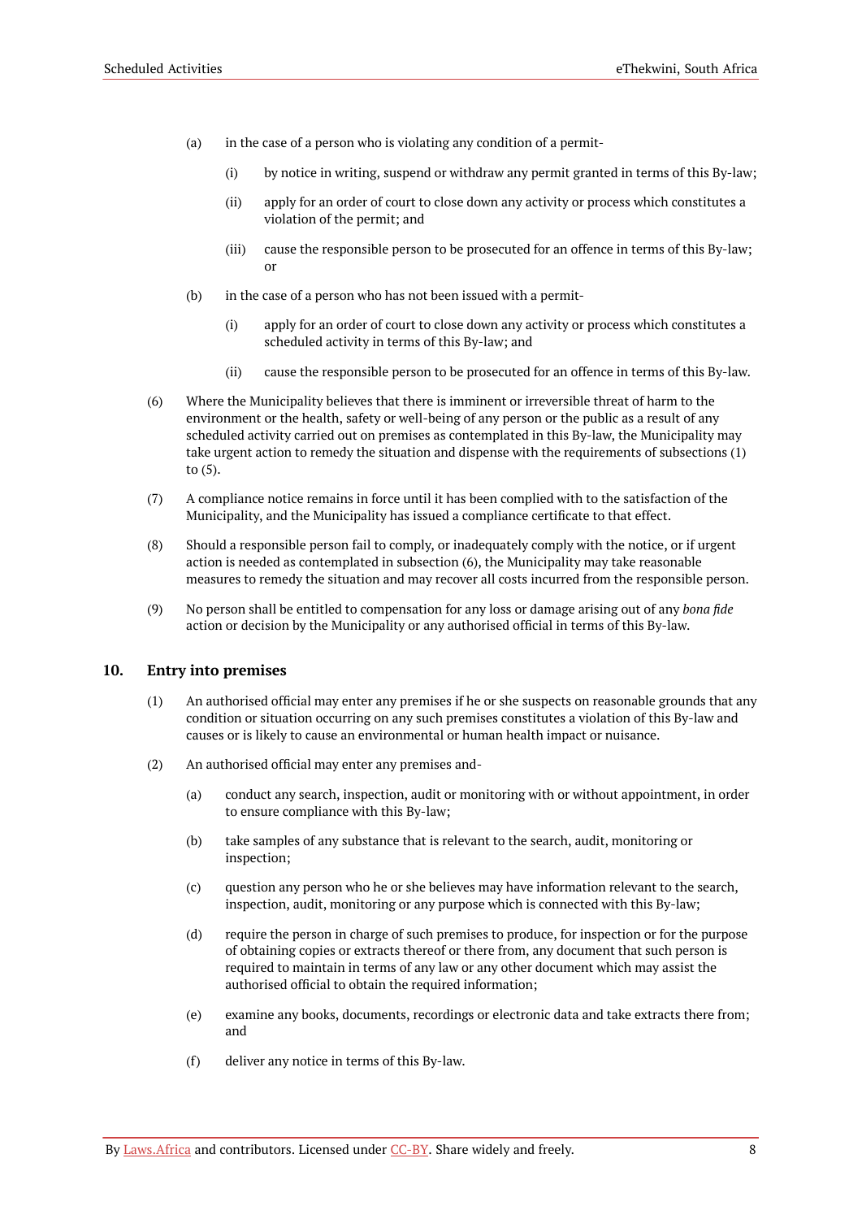(a) in the case of a person who is violating any condition of a permit-

(i) by notice in writing, suspend or withdraw any permit granted in terms of this By-law;

(ii) apply for an order of court to close down any activity or process which constitutes a violation of the permit; and

(iii) cause the responsible person to be prosecuted for an offence in terms of this By-law; or

(b) in the case of a person who has not been issued with a permit-

(i) apply for an order of court to close down any activity or process which constitutes a scheduled activity in terms of this By-law; and

(ii) cause the responsible person to be prosecuted for an offence in terms of this By-law.

(6) Where the Municipality believes that there is imminent or irreversible threat of harm to the environment or the health, safety or well-being of any person or the public as a result of any scheduled activity carried out on premises as contemplated in this By-law, the Municipality may take urgent action to remedy the situation and dispense with the requirements of subsections (1) to (5).

(7) A compliance notice remains in force until it has been complied with to the satisfaction of the Municipality, and the Municipality has issued a compliance certificate to that effect.

(8) Should a responsible person fail to comply, or inadequately comply with the notice, or if urgent action is needed as contemplated in subsection (6), the Municipality may take reasonable measures to remedy the situation and may recover all costs incurred from the responsible person.

(9) No person shall be entitled to compensation for any loss or damage arising out of any *bona fide* action or decision by the Municipality or any authorised official in terms of this By-law.

## 10. Entry into premises

(1) An authorised official may enter any premises if he or she suspects on reasonable grounds that any condition or situation occurring on any such premises constitutes a violation of this By-law and causes or is likely to cause an environmental or human health impact or nuisance.

(2) An authorised official may enter any premises and-

(a) conduct any search, inspection, audit or monitoring with or without appointment, in order to ensure compliance with this By-law;

(b) take samples of any substance that is relevant to the search, audit, monitoring or inspection;

(c) question any person who he or she believes may have information relevant to the search, inspection, audit, monitoring or any purpose which is connected with this By-law;

(d) require the person in charge of such premises to produce, for inspection or for the purpose of obtaining copies or extracts thereof or there from, any document that such person is required to maintain in terms of any law or any other document which may assist the authorised official to obtain the required information;

(e) examine any books, documents, recordings or electronic data and take extracts there from; and

(f) deliver any notice in terms of this By-law.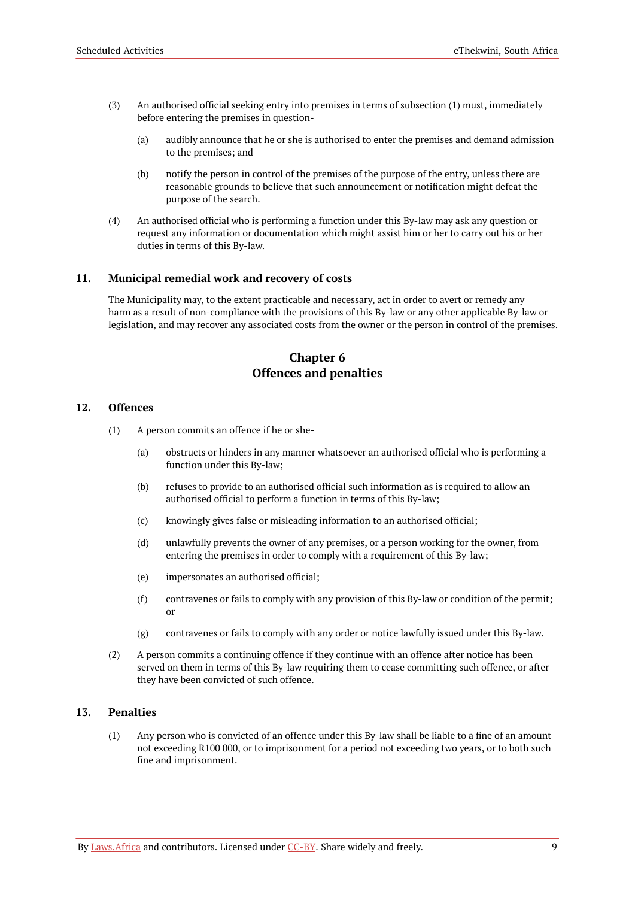(3) An authorised official seeking entry into premises in terms of subsection (1) must, immediately before entering the premises in question-

(a) audibly announce that he or she is authorised to enter the premises and demand admission to the premises; and

(b) notify the person in control of the premises of the purpose of the entry, unless there are reasonable grounds to believe that such announcement or notification might defeat the purpose of the search.

(4) An authorised official who is performing a function under this By-law may ask any question or request any information or documentation which might assist him or her to carry out his or her duties in terms of this By-law.

### 11. Municipal remedial work and recovery of costs

The Municipality may, to the extent practicable and necessary, act in order to avert or remedy any harm as a result of non-compliance with the provisions of this By-law or any other applicable By-law or legislation, and may recover any associated costs from the owner or the person in control of the premises.

## Chapter 6
## Offences and penalties

### 12. Offences

(1) A person commits an offence if he or she-

(a) obstructs or hinders in any manner whatsoever an authorised official who is performing a function under this By-law;

(b) refuses to provide to an authorised official such information as is required to allow an authorised official to perform a function in terms of this By-law;

(c) knowingly gives false or misleading information to an authorised official;

(d) unlawfully prevents the owner of any premises, or a person working for the owner, from entering the premises in order to comply with a requirement of this By-law;

(e) impersonates an authorised official;

(f) contravenes or fails to comply with any provision of this By-law or condition of the permit; or

(g) contravenes or fails to comply with any order or notice lawfully issued under this By-law.

(2) A person commits a continuing offence if they continue with an offence after notice has been served on them in terms of this By-law requiring them to cease committing such offence, or after they have been convicted of such offence.

### 13. Penalties

(1) Any person who is convicted of an offence under this By-law shall be liable to a fine of an amount not exceeding R100 000, or to imprisonment for a period not exceeding two years, or to both such fine and imprisonment.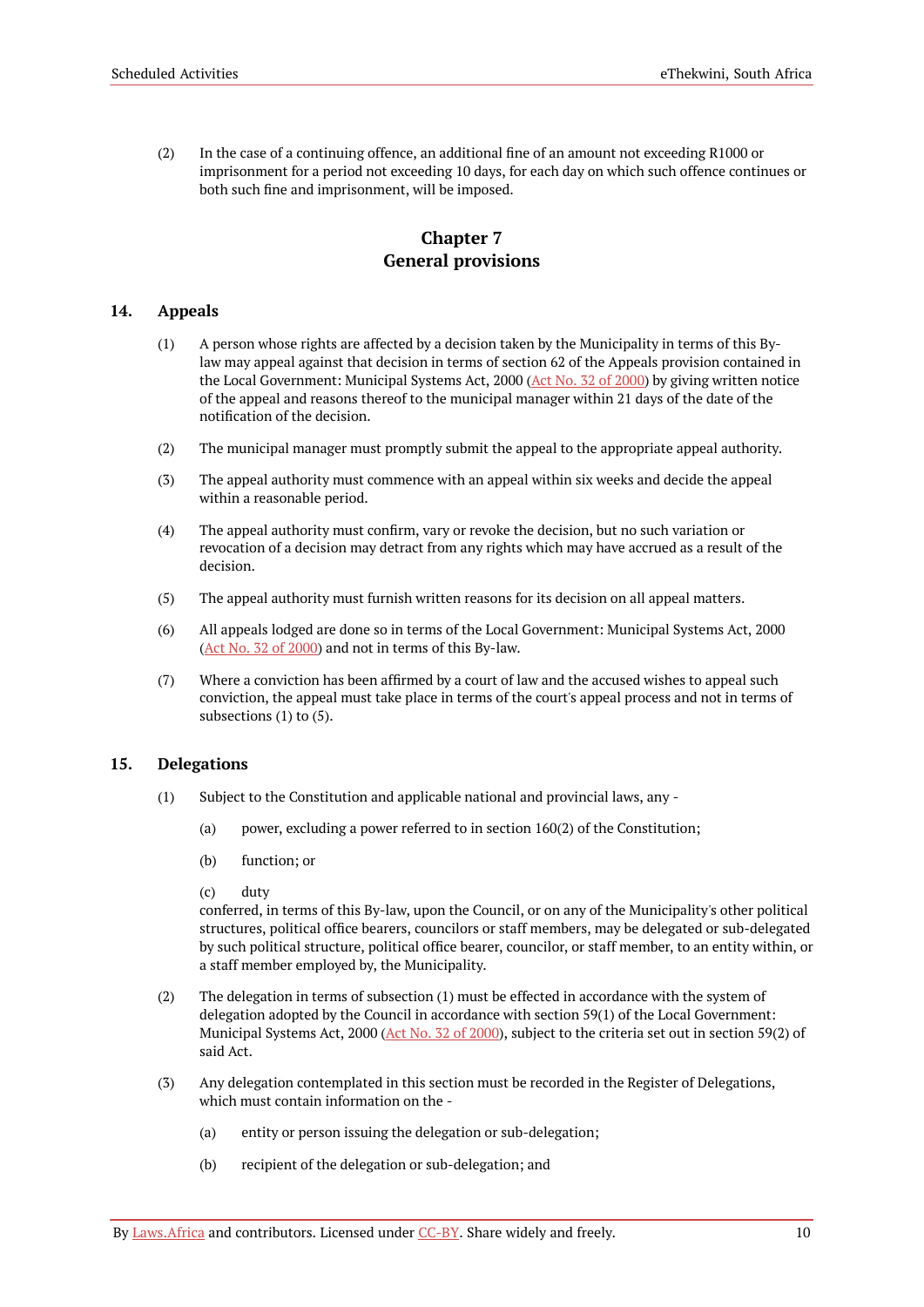(2) In the case of a continuing offence, an additional fine of an amount not exceeding R1000 or imprisonment for a period not exceeding 10 days, for each day on which such offence continues or both such fine and imprisonment, will be imposed.

## Chapter 7
## General provisions

### 14. Appeals

(1) A person whose rights are affected by a decision taken by the Municipality in terms of this By-law may appeal against that decision in terms of section 62 of the Appeals provision contained in the Local Government: Municipal Systems Act, 2000 (Act No. 32 of 2000) by giving written notice of the appeal and reasons thereof to the municipal manager within 21 days of the date of the notification of the decision.

(2) The municipal manager must promptly submit the appeal to the appropriate appeal authority.

(3) The appeal authority must commence with an appeal within six weeks and decide the appeal within a reasonable period.

(4) The appeal authority must confirm, vary or revoke the decision, but no such variation or revocation of a decision may detract from any rights which may have accrued as a result of the decision.

(5) The appeal authority must furnish written reasons for its decision on all appeal matters.

(6) All appeals lodged are done so in terms of the Local Government: Municipal Systems Act, 2000 (Act No. 32 of 2000) and not in terms of this By-law.

(7) Where a conviction has been affirmed by a court of law and the accused wishes to appeal such conviction, the appeal must take place in terms of the court's appeal process and not in terms of subsections (1) to (5).

### 15. Delegations

(1) Subject to the Constitution and applicable national and provincial laws, any -

(a) power, excluding a power referred to in section 160(2) of the Constitution;

(b) function; or

(c) duty

conferred, in terms of this By-law, upon the Council, or on any of the Municipality's other political structures, political office bearers, councilors or staff members, may be delegated or sub-delegated by such political structure, political office bearer, councilor, or staff member, to an entity within, or a staff member employed by, the Municipality.

(2) The delegation in terms of subsection (1) must be effected in accordance with the system of delegation adopted by the Council in accordance with section 59(1) of the Local Government: Municipal Systems Act, 2000 (Act No. 32 of 2000), subject to the criteria set out in section 59(2) of said Act.

(3) Any delegation contemplated in this section must be recorded in the Register of Delegations, which must contain information on the -

(a) entity or person issuing the delegation or sub-delegation;

(b) recipient of the delegation or sub-delegation; and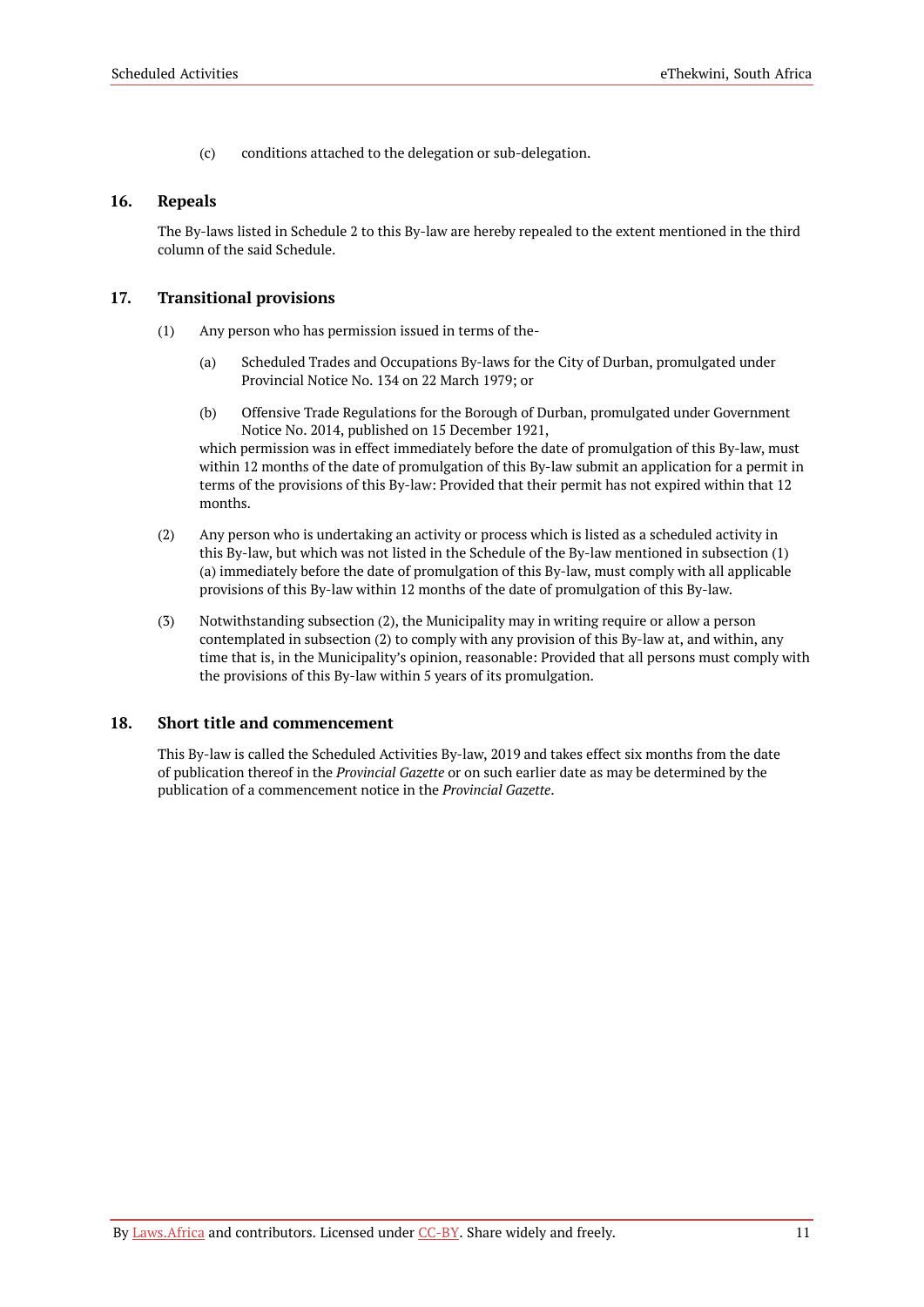(c) conditions attached to the delegation or sub-delegation.

## 16. Repeals

The By-laws listed in Schedule 2 to this By-law are hereby repealed to the extent mentioned in the third column of the said Schedule.

## 17. Transitional provisions

(1) Any person who has permission issued in terms of the-

(a) Scheduled Trades and Occupations By-laws for the City of Durban, promulgated under Provincial Notice No. 134 on 22 March 1979; or

(b) Offensive Trade Regulations for the Borough of Durban, promulgated under Government Notice No. 2014, published on 15 December 1921,

which permission was in effect immediately before the date of promulgation of this By-law, must within 12 months of the date of promulgation of this By-law submit an application for a permit in terms of the provisions of this By-law: Provided that their permit has not expired within that 12 months.

(2) Any person who is undertaking an activity or process which is listed as a scheduled activity in this By-law, but which was not listed in the Schedule of the By-law mentioned in subsection (1)(a) immediately before the date of promulgation of this By-law, must comply with all applicable provisions of this By-law within 12 months of the date of promulgation of this By-law.

(3) Notwithstanding subsection (2), the Municipality may in writing require or allow a person contemplated in subsection (2) to comply with any provision of this By-law at, and within, any time that is, in the Municipality's opinion, reasonable: Provided that all persons must comply with the provisions of this By-law within 5 years of its promulgation.

## 18. Short title and commencement

This By-law is called the Scheduled Activities By-law, 2019 and takes effect six months from the date of publication thereof in the *Provincial Gazette* or on such earlier date as may be determined by the publication of a commencement notice in the *Provincial Gazette*.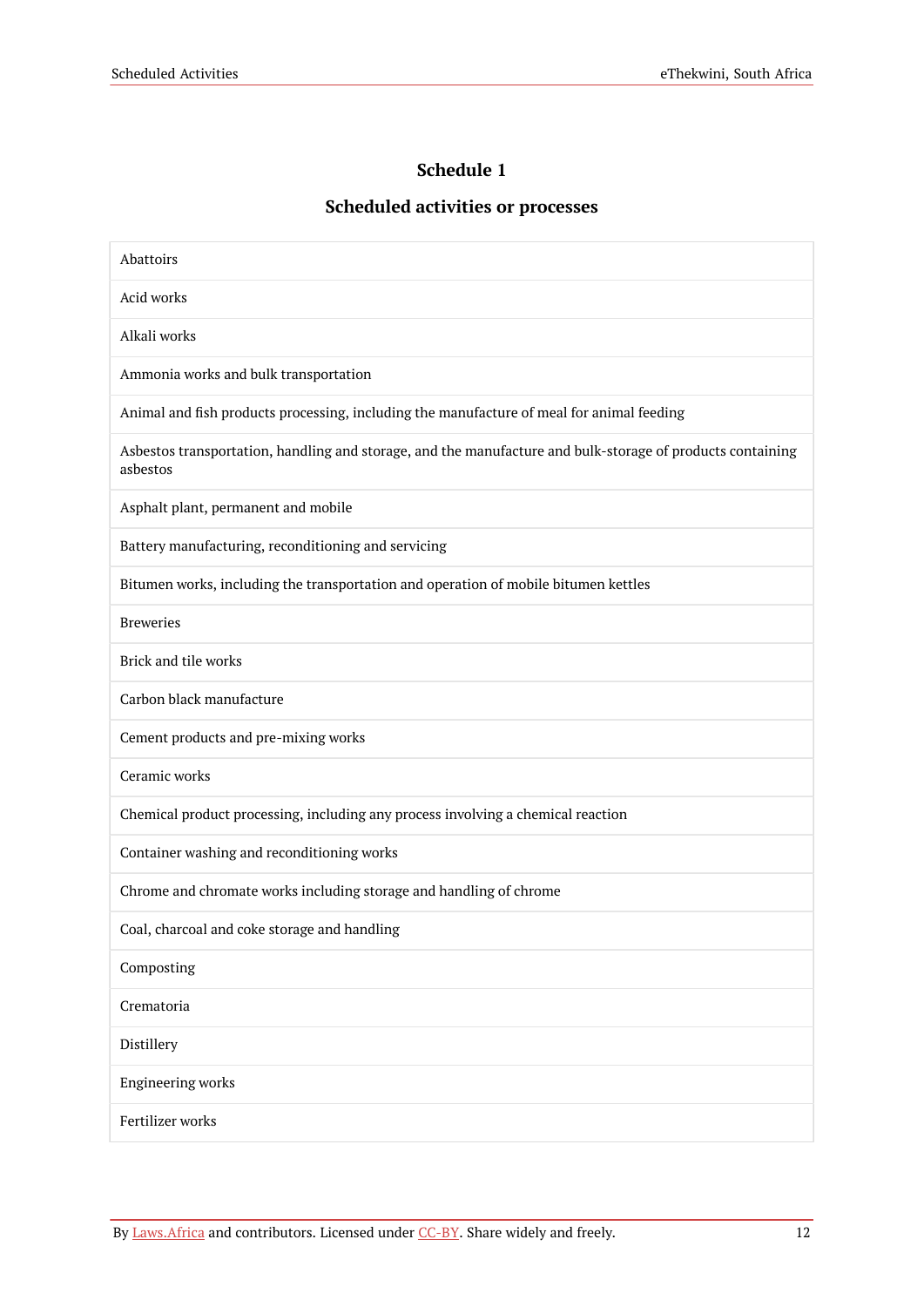## Schedule 1

### Scheduled activities or processes

| |
|---|
| Abattoirs |
| Acid works |
| Alkali works |
| Ammonia works and bulk transportation |
| Animal and fish products processing, including the manufacture of meal for animal feeding |
| Asbestos transportation, handling and storage, and the manufacture and bulk-storage of products containing asbestos |
| Asphalt plant, permanent and mobile |
| Battery manufacturing, reconditioning and servicing |
| Bitumen works, including the transportation and operation of mobile bitumen kettles |
| Breweries |
| Brick and tile works |
| Carbon black manufacture |
| Cement products and pre-mixing works |
| Ceramic works |
| Chemical product processing, including any process involving a chemical reaction |
| Container washing and reconditioning works |
| Chrome and chromate works including storage and handling of chrome |
| Coal, charcoal and coke storage and handling |
| Composting |
| Crematoria |
| Distillery |
| Engineering works |
| Fertilizer works |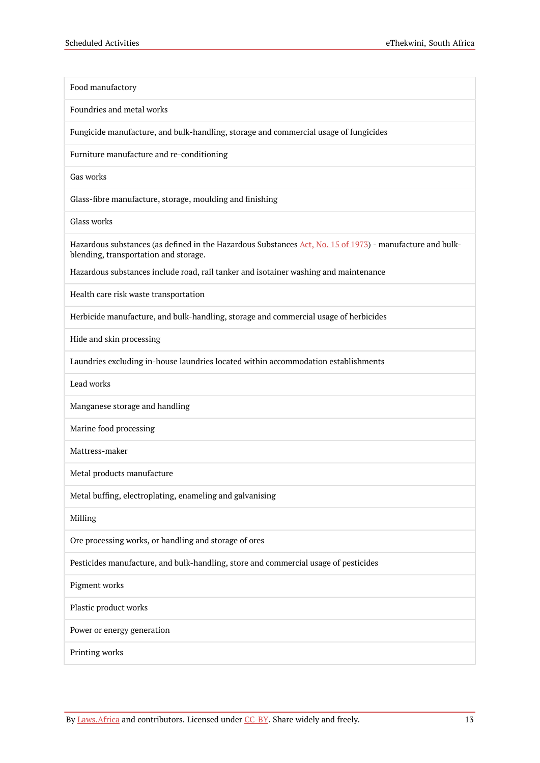| |
|---|
| Food manufactory |
| Foundries and metal works |
| Fungicide manufacture, and bulk-handling, storage and commercial usage of fungicides |
| Furniture manufacture and re-conditioning |
| Gas works |
| Glass-fibre manufacture, storage, moulding and finishing |
| Glass works |
| Hazardous substances (as defined in the Hazardous Substances Act, No. 15 of 1973) - manufacture and bulk-blending, transportation and storage. Hazardous substances include road, rail tanker and isotainer washing and maintenance |
| Health care risk waste transportation |
| Herbicide manufacture, and bulk-handling, storage and commercial usage of herbicides |
| Hide and skin processing |
| Laundries excluding in-house laundries located within accommodation establishments |
| Lead works |
| Manganese storage and handling |
| Marine food processing |
| Mattress-maker |
| Metal products manufacture |
| Metal buffing, electroplating, enameling and galvanising |
| Milling |
| Ore processing works, or handling and storage of ores |
| Pesticides manufacture, and bulk-handling, store and commercial usage of pesticides |
| Pigment works |
| Plastic product works |
| Power or energy generation |
| Printing works |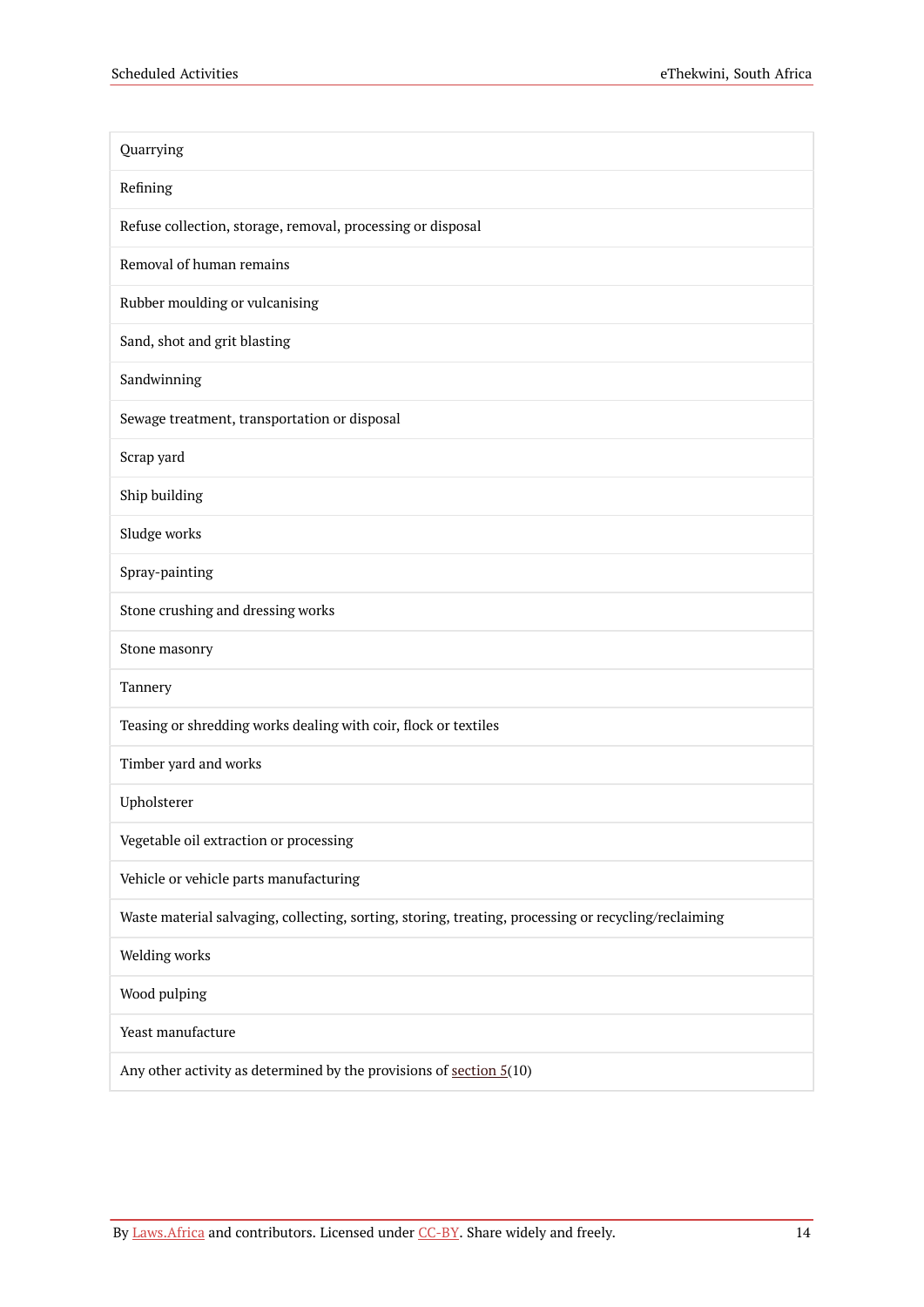| |
|---|
| Quarrying |
| Refining |
| Refuse collection, storage, removal, processing or disposal |
| Removal of human remains |
| Rubber moulding or vulcanising |
| Sand, shot and grit blasting |
| Sandwinning |
| Sewage treatment, transportation or disposal |
| Scrap yard |
| Ship building |
| Sludge works |
| Spray-painting |
| Stone crushing and dressing works |
| Stone masonry |
| Tannery |
| Teasing or shredding works dealing with coir, flock or textiles |
| Timber yard and works |
| Upholsterer |
| Vegetable oil extraction or processing |
| Vehicle or vehicle parts manufacturing |
| Waste material salvaging, collecting, sorting, storing, treating, processing or recycling/reclaiming |
| Welding works |
| Wood pulping |
| Yeast manufacture |
| Any other activity as determined by the provisions of section 5(10) |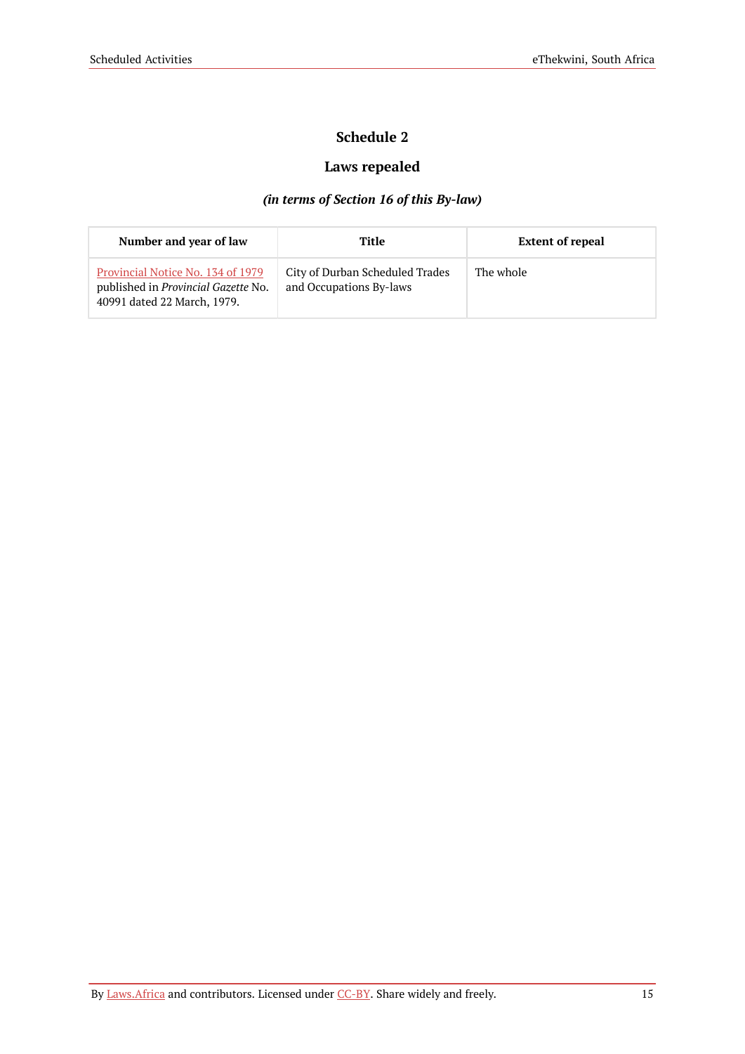## Schedule 2

### Laws repealed

***(in terms of Section 16 of this By-law)***

| Number and year of law | Title | Extent of repeal |
| --- | --- | --- |
| Provincial Notice No. 134 of 1979 published in *Provincial Gazette* No. 40991 dated 22 March, 1979. | City of Durban Scheduled Trades and Occupations By-laws | The whole |